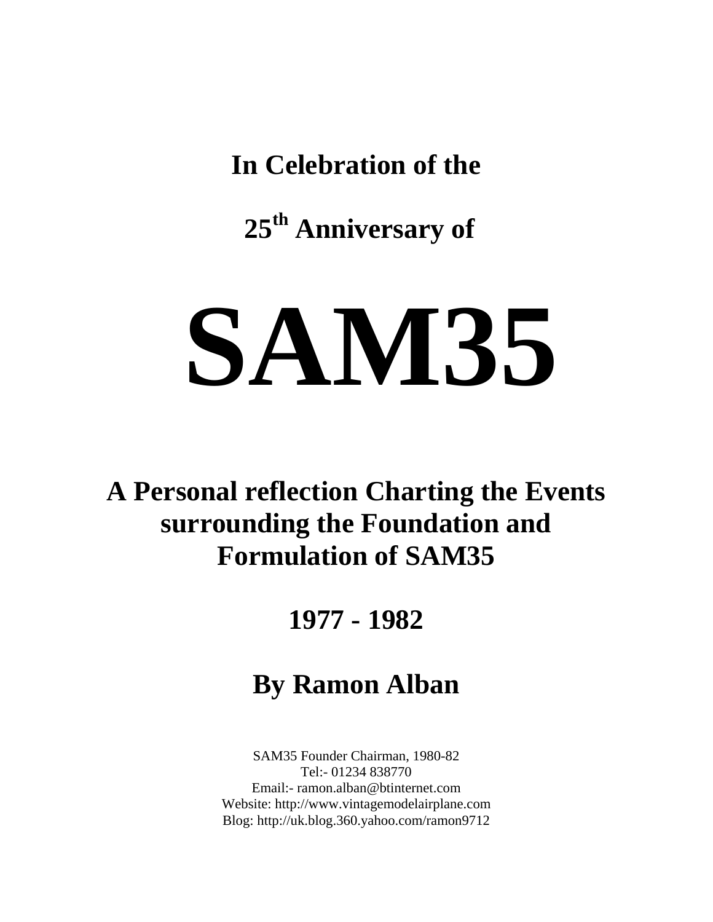## In Celebration of the

## 25th Anniversary of

# SAM35

## A Personal reflection Charting the Events surrounding the Foundation and Formulation of SAM35

## 1977 - 1982

## By Ramon Alban

SAM35 Founder Chairman, 1980-82
Tel:- 01234 838770
Email:- ramon.alban@btinternet.com
Website: http://www.vintagemodelairplane.com
Blog: http://uk.blog.360.yahoo.com/ramon9712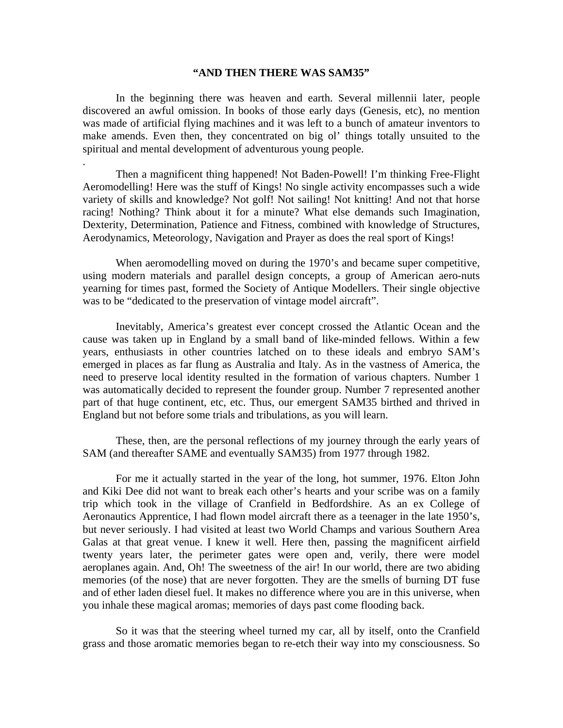**"AND THEN THERE WAS SAM35"**

In the beginning there was heaven and earth. Several millennii later, people discovered an awful omission. In books of those early days (Genesis, etc), no mention was made of artificial flying machines and it was left to a bunch of amateur inventors to make amends. Even then, they concentrated on big ol' things totally unsuited to the spiritual and mental development of adventurous young people.

.

Then a magnificent thing happened! Not Baden-Powell! I'm thinking Free-Flight Aeromodelling! Here was the stuff of Kings! No single activity encompasses such a wide variety of skills and knowledge? Not golf! Not sailing! Not knitting! And not that horse racing! Nothing? Think about it for a minute? What else demands such Imagination, Dexterity, Determination, Patience and Fitness, combined with knowledge of Structures, Aerodynamics, Meteorology, Navigation and Prayer as does the real sport of Kings!

When aeromodelling moved on during the 1970's and became super competitive, using modern materials and parallel design concepts, a group of American aero-nuts yearning for times past, formed the Society of Antique Modellers. Their single objective was to be "dedicated to the preservation of vintage model aircraft".

Inevitably, America's greatest ever concept crossed the Atlantic Ocean and the cause was taken up in England by a small band of like-minded fellows. Within a few years, enthusiasts in other countries latched on to these ideals and embryo SAM's emerged in places as far flung as Australia and Italy. As in the vastness of America, the need to preserve local identity resulted in the formation of various chapters. Number 1 was automatically decided to represent the founder group. Number 7 represented another part of that huge continent, etc, etc. Thus, our emergent SAM35 birthed and thrived in England but not before some trials and tribulations, as you will learn.

These, then, are the personal reflections of my journey through the early years of SAM (and thereafter SAME and eventually SAM35) from 1977 through 1982.

For me it actually started in the year of the long, hot summer, 1976. Elton John and Kiki Dee did not want to break each other's hearts and your scribe was on a family trip which took in the village of Cranfield in Bedfordshire. As an ex College of Aeronautics Apprentice, I had flown model aircraft there as a teenager in the late 1950's, but never seriously. I had visited at least two World Champs and various Southern Area Galas at that great venue. I knew it well. Here then, passing the magnificent airfield twenty years later, the perimeter gates were open and, verily, there were model aeroplanes again. And, Oh! The sweetness of the air! In our world, there are two abiding memories (of the nose) that are never forgotten. They are the smells of burning DT fuse and of ether laden diesel fuel. It makes no difference where you are in this universe, when you inhale these magical aromas; memories of days past come flooding back.

So it was that the steering wheel turned my car, all by itself, onto the Cranfield grass and those aromatic memories began to re-etch their way into my consciousness. So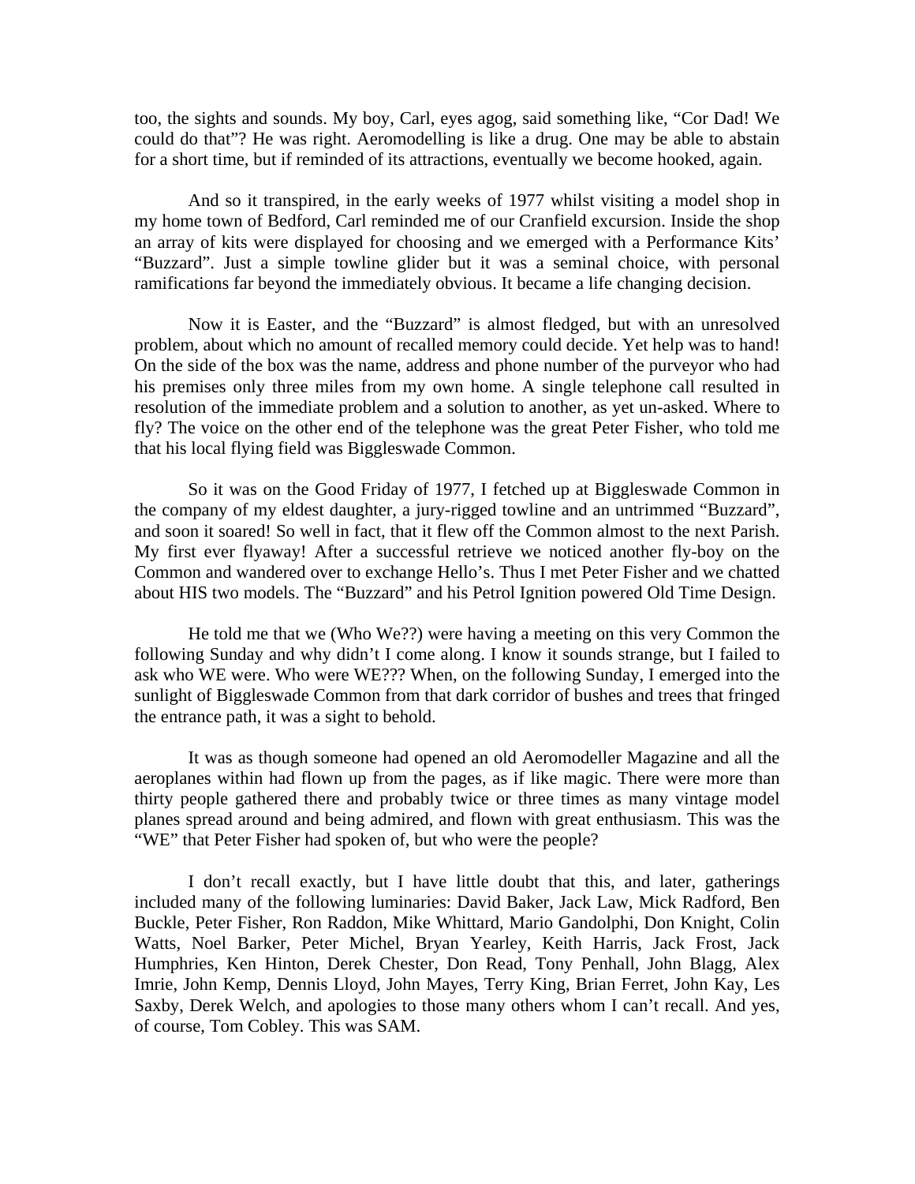too, the sights and sounds. My boy, Carl, eyes agog, said something like, "Cor Dad! We could do that"? He was right. Aeromodelling is like a drug. One may be able to abstain for a short time, but if reminded of its attractions, eventually we become hooked, again.

And so it transpired, in the early weeks of 1977 whilst visiting a model shop in my home town of Bedford, Carl reminded me of our Cranfield excursion. Inside the shop an array of kits were displayed for choosing and we emerged with a Performance Kits' "Buzzard". Just a simple towline glider but it was a seminal choice, with personal ramifications far beyond the immediately obvious. It became a life changing decision.

Now it is Easter, and the "Buzzard" is almost fledged, but with an unresolved problem, about which no amount of recalled memory could decide. Yet help was to hand! On the side of the box was the name, address and phone number of the purveyor who had his premises only three miles from my own home. A single telephone call resulted in resolution of the immediate problem and a solution to another, as yet un-asked. Where to fly? The voice on the other end of the telephone was the great Peter Fisher, who told me that his local flying field was Biggleswade Common.

So it was on the Good Friday of 1977, I fetched up at Biggleswade Common in the company of my eldest daughter, a jury-rigged towline and an untrimmed "Buzzard", and soon it soared! So well in fact, that it flew off the Common almost to the next Parish. My first ever flyaway! After a successful retrieve we noticed another fly-boy on the Common and wandered over to exchange Hello's. Thus I met Peter Fisher and we chatted about HIS two models. The "Buzzard" and his Petrol Ignition powered Old Time Design.

He told me that we (Who We??) were having a meeting on this very Common the following Sunday and why didn't I come along. I know it sounds strange, but I failed to ask who WE were. Who were WE??? When, on the following Sunday, I emerged into the sunlight of Biggleswade Common from that dark corridor of bushes and trees that fringed the entrance path, it was a sight to behold.

It was as though someone had opened an old Aeromodeller Magazine and all the aeroplanes within had flown up from the pages, as if like magic. There were more than thirty people gathered there and probably twice or three times as many vintage model planes spread around and being admired, and flown with great enthusiasm. This was the "WE" that Peter Fisher had spoken of, but who were the people?

I don't recall exactly, but I have little doubt that this, and later, gatherings included many of the following luminaries: David Baker, Jack Law, Mick Radford, Ben Buckle, Peter Fisher, Ron Raddon, Mike Whittard, Mario Gandolphi, Don Knight, Colin Watts, Noel Barker, Peter Michel, Bryan Yearley, Keith Harris, Jack Frost, Jack Humphries, Ken Hinton, Derek Chester, Don Read, Tony Penhall, John Blagg, Alex Imrie, John Kemp, Dennis Lloyd, John Mayes, Terry King, Brian Ferret, John Kay, Les Saxby, Derek Welch, and apologies to those many others whom I can't recall. And yes, of course, Tom Cobley. This was SAM.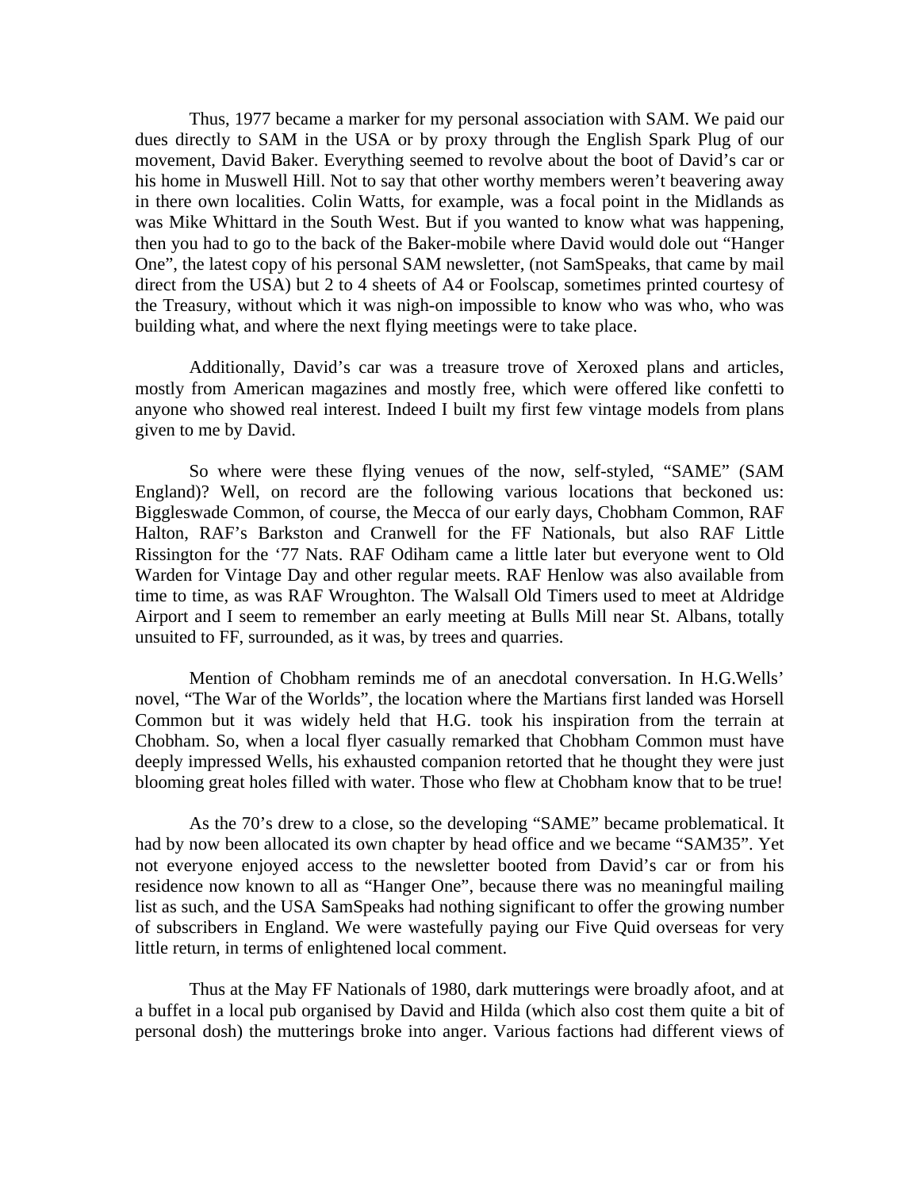Thus, 1977 became a marker for my personal association with SAM. We paid our dues directly to SAM in the USA or by proxy through the English Spark Plug of our movement, David Baker. Everything seemed to revolve about the boot of David's car or his home in Muswell Hill. Not to say that other worthy members weren't beavering away in there own localities. Colin Watts, for example, was a focal point in the Midlands as was Mike Whittard in the South West. But if you wanted to know what was happening, then you had to go to the back of the Baker-mobile where David would dole out "Hanger One", the latest copy of his personal SAM newsletter, (not SamSpeaks, that came by mail direct from the USA) but 2 to 4 sheets of A4 or Foolscap, sometimes printed courtesy of the Treasury, without which it was nigh-on impossible to know who was who, who was building what, and where the next flying meetings were to take place.

Additionally, David's car was a treasure trove of Xeroxed plans and articles, mostly from American magazines and mostly free, which were offered like confetti to anyone who showed real interest. Indeed I built my first few vintage models from plans given to me by David.

So where were these flying venues of the now, self-styled, "SAME" (SAM England)? Well, on record are the following various locations that beckoned us: Biggleswade Common, of course, the Mecca of our early days, Chobham Common, RAF Halton, RAF's Barkston and Cranwell for the FF Nationals, but also RAF Little Rissington for the '77 Nats. RAF Odiham came a little later but everyone went to Old Warden for Vintage Day and other regular meets. RAF Henlow was also available from time to time, as was RAF Wroughton. The Walsall Old Timers used to meet at Aldridge Airport and I seem to remember an early meeting at Bulls Mill near St. Albans, totally unsuited to FF, surrounded, as it was, by trees and quarries.

Mention of Chobham reminds me of an anecdotal conversation. In H.G.Wells' novel, "The War of the Worlds", the location where the Martians first landed was Horsell Common but it was widely held that H.G. took his inspiration from the terrain at Chobham. So, when a local flyer casually remarked that Chobham Common must have deeply impressed Wells, his exhausted companion retorted that he thought they were just blooming great holes filled with water. Those who flew at Chobham know that to be true!

As the 70's drew to a close, so the developing "SAME" became problematical. It had by now been allocated its own chapter by head office and we became "SAM35". Yet not everyone enjoyed access to the newsletter booted from David's car or from his residence now known to all as "Hanger One", because there was no meaningful mailing list as such, and the USA SamSpeaks had nothing significant to offer the growing number of subscribers in England. We were wastefully paying our Five Quid overseas for very little return, in terms of enlightened local comment.

Thus at the May FF Nationals of 1980, dark mutterings were broadly afoot, and at a buffet in a local pub organised by David and Hilda (which also cost them quite a bit of personal dosh) the mutterings broke into anger. Various factions had different views of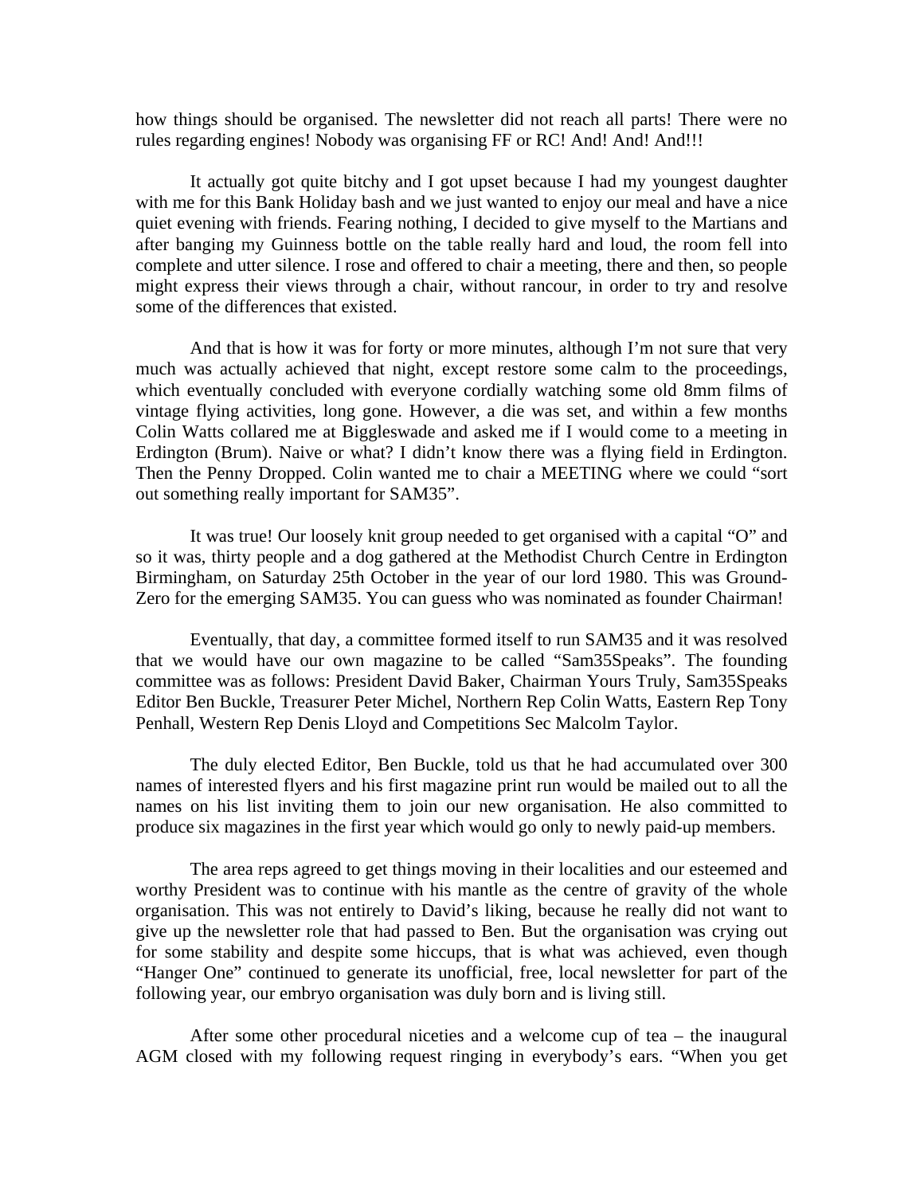how things should be organised. The newsletter did not reach all parts! There were no rules regarding engines! Nobody was organising FF or RC! And! And! And!!!

It actually got quite bitchy and I got upset because I had my youngest daughter with me for this Bank Holiday bash and we just wanted to enjoy our meal and have a nice quiet evening with friends. Fearing nothing, I decided to give myself to the Martians and after banging my Guinness bottle on the table really hard and loud, the room fell into complete and utter silence. I rose and offered to chair a meeting, there and then, so people might express their views through a chair, without rancour, in order to try and resolve some of the differences that existed.

And that is how it was for forty or more minutes, although I'm not sure that very much was actually achieved that night, except restore some calm to the proceedings, which eventually concluded with everyone cordially watching some old 8mm films of vintage flying activities, long gone. However, a die was set, and within a few months Colin Watts collared me at Biggleswade and asked me if I would come to a meeting in Erdington (Brum). Naive or what? I didn't know there was a flying field in Erdington. Then the Penny Dropped. Colin wanted me to chair a MEETING where we could "sort out something really important for SAM35".

It was true! Our loosely knit group needed to get organised with a capital "O" and so it was, thirty people and a dog gathered at the Methodist Church Centre in Erdington Birmingham, on Saturday 25th October in the year of our lord 1980. This was Ground-Zero for the emerging SAM35. You can guess who was nominated as founder Chairman!

Eventually, that day, a committee formed itself to run SAM35 and it was resolved that we would have our own magazine to be called "Sam35Speaks". The founding committee was as follows: President David Baker, Chairman Yours Truly, Sam35Speaks Editor Ben Buckle, Treasurer Peter Michel, Northern Rep Colin Watts, Eastern Rep Tony Penhall, Western Rep Denis Lloyd and Competitions Sec Malcolm Taylor.

The duly elected Editor, Ben Buckle, told us that he had accumulated over 300 names of interested flyers and his first magazine print run would be mailed out to all the names on his list inviting them to join our new organisation. He also committed to produce six magazines in the first year which would go only to newly paid-up members.

The area reps agreed to get things moving in their localities and our esteemed and worthy President was to continue with his mantle as the centre of gravity of the whole organisation. This was not entirely to David's liking, because he really did not want to give up the newsletter role that had passed to Ben. But the organisation was crying out for some stability and despite some hiccups, that is what was achieved, even though "Hanger One" continued to generate its unofficial, free, local newsletter for part of the following year, our embryo organisation was duly born and is living still.

After some other procedural niceties and a welcome cup of tea – the inaugural AGM closed with my following request ringing in everybody's ears. "When you get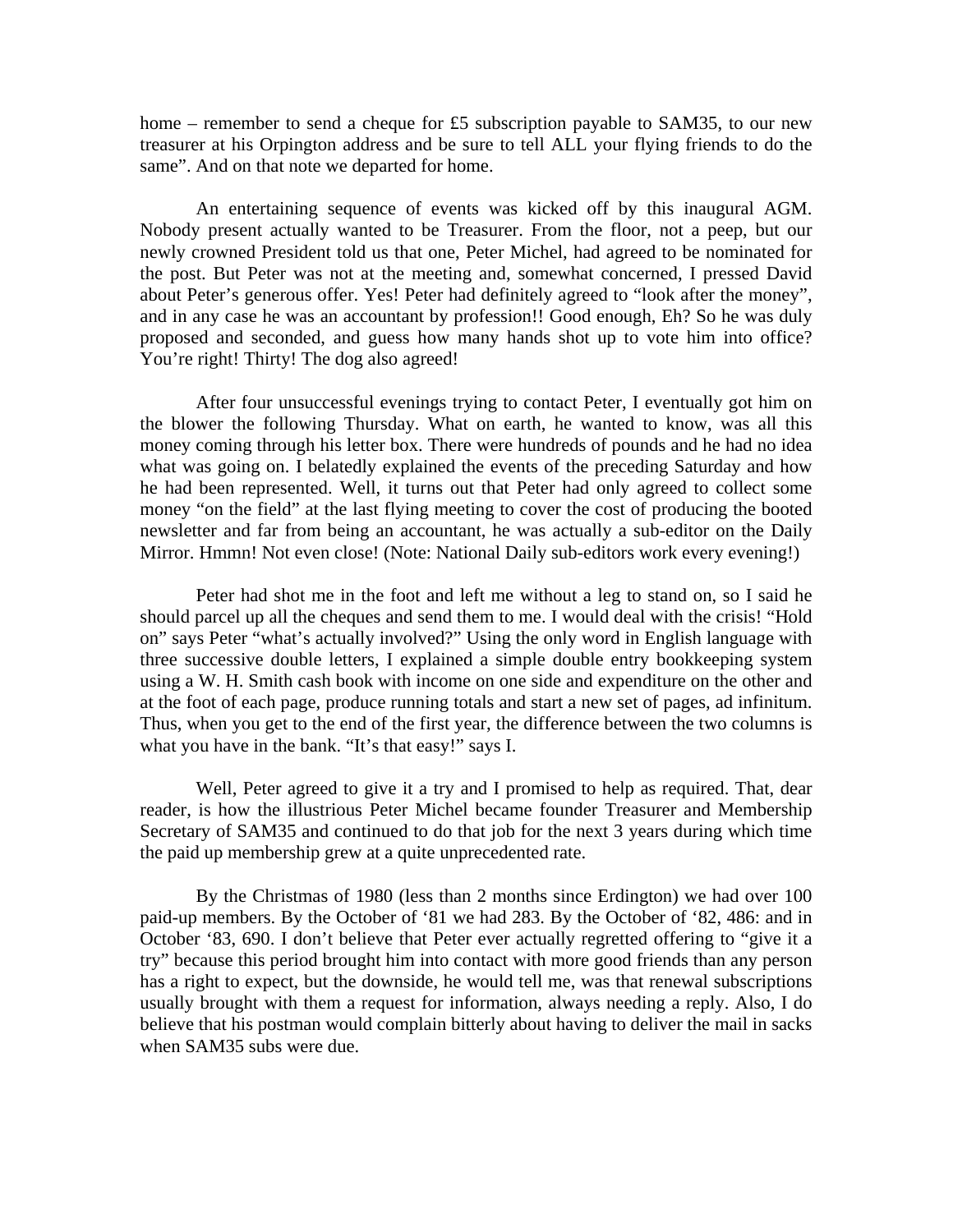home – remember to send a cheque for £5 subscription payable to SAM35, to our new treasurer at his Orpington address and be sure to tell ALL your flying friends to do the same". And on that note we departed for home.

An entertaining sequence of events was kicked off by this inaugural AGM. Nobody present actually wanted to be Treasurer. From the floor, not a peep, but our newly crowned President told us that one, Peter Michel, had agreed to be nominated for the post. But Peter was not at the meeting and, somewhat concerned, I pressed David about Peter's generous offer. Yes! Peter had definitely agreed to "look after the money", and in any case he was an accountant by profession!! Good enough, Eh? So he was duly proposed and seconded, and guess how many hands shot up to vote him into office? You're right! Thirty! The dog also agreed!

After four unsuccessful evenings trying to contact Peter, I eventually got him on the blower the following Thursday. What on earth, he wanted to know, was all this money coming through his letter box. There were hundreds of pounds and he had no idea what was going on. I belatedly explained the events of the preceding Saturday and how he had been represented. Well, it turns out that Peter had only agreed to collect some money "on the field" at the last flying meeting to cover the cost of producing the booted newsletter and far from being an accountant, he was actually a sub-editor on the Daily Mirror. Hmmn! Not even close! (Note: National Daily sub-editors work every evening!)

Peter had shot me in the foot and left me without a leg to stand on, so I said he should parcel up all the cheques and send them to me. I would deal with the crisis! "Hold on" says Peter "what's actually involved?" Using the only word in English language with three successive double letters, I explained a simple double entry bookkeeping system using a W. H. Smith cash book with income on one side and expenditure on the other and at the foot of each page, produce running totals and start a new set of pages, ad infinitum. Thus, when you get to the end of the first year, the difference between the two columns is what you have in the bank. "It's that easy!" says I.

Well, Peter agreed to give it a try and I promised to help as required. That, dear reader, is how the illustrious Peter Michel became founder Treasurer and Membership Secretary of SAM35 and continued to do that job for the next 3 years during which time the paid up membership grew at a quite unprecedented rate.

By the Christmas of 1980 (less than 2 months since Erdington) we had over 100 paid-up members. By the October of '81 we had 283. By the October of '82, 486: and in October '83, 690. I don't believe that Peter ever actually regretted offering to "give it a try" because this period brought him into contact with more good friends than any person has a right to expect, but the downside, he would tell me, was that renewal subscriptions usually brought with them a request for information, always needing a reply. Also, I do believe that his postman would complain bitterly about having to deliver the mail in sacks when SAM35 subs were due.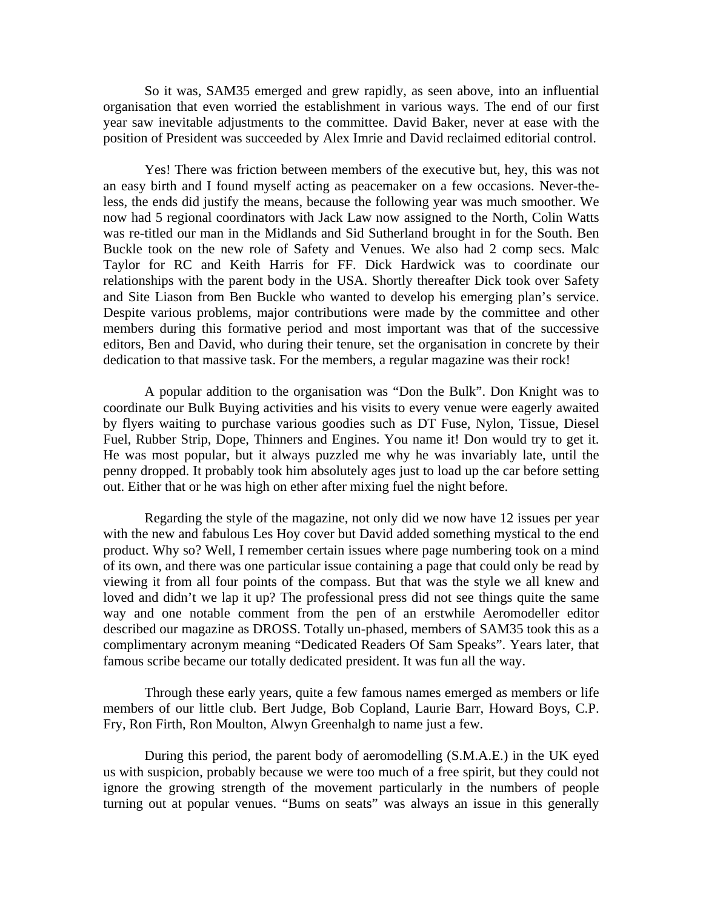So it was, SAM35 emerged and grew rapidly, as seen above, into an influential organisation that even worried the establishment in various ways. The end of our first year saw inevitable adjustments to the committee. David Baker, never at ease with the position of President was succeeded by Alex Imrie and David reclaimed editorial control.

Yes! There was friction between members of the executive but, hey, this was not an easy birth and I found myself acting as peacemaker on a few occasions. Never-the-less, the ends did justify the means, because the following year was much smoother. We now had 5 regional coordinators with Jack Law now assigned to the North, Colin Watts was re-titled our man in the Midlands and Sid Sutherland brought in for the South. Ben Buckle took on the new role of Safety and Venues. We also had 2 comp secs. Malc Taylor for RC and Keith Harris for FF. Dick Hardwick was to coordinate our relationships with the parent body in the USA. Shortly thereafter Dick took over Safety and Site Liason from Ben Buckle who wanted to develop his emerging plan's service. Despite various problems, major contributions were made by the committee and other members during this formative period and most important was that of the successive editors, Ben and David, who during their tenure, set the organisation in concrete by their dedication to that massive task. For the members, a regular magazine was their rock!

A popular addition to the organisation was "Don the Bulk". Don Knight was to coordinate our Bulk Buying activities and his visits to every venue were eagerly awaited by flyers waiting to purchase various goodies such as DT Fuse, Nylon, Tissue, Diesel Fuel, Rubber Strip, Dope, Thinners and Engines. You name it! Don would try to get it. He was most popular, but it always puzzled me why he was invariably late, until the penny dropped. It probably took him absolutely ages just to load up the car before setting out. Either that or he was high on ether after mixing fuel the night before.

Regarding the style of the magazine, not only did we now have 12 issues per year with the new and fabulous Les Hoy cover but David added something mystical to the end product. Why so? Well, I remember certain issues where page numbering took on a mind of its own, and there was one particular issue containing a page that could only be read by viewing it from all four points of the compass. But that was the style we all knew and loved and didn't we lap it up? The professional press did not see things quite the same way and one notable comment from the pen of an erstwhile Aeromodeller editor described our magazine as DROSS. Totally un-phased, members of SAM35 took this as a complimentary acronym meaning "Dedicated Readers Of Sam Speaks". Years later, that famous scribe became our totally dedicated president. It was fun all the way.

Through these early years, quite a few famous names emerged as members or life members of our little club. Bert Judge, Bob Copland, Laurie Barr, Howard Boys, C.P. Fry, Ron Firth, Ron Moulton, Alwyn Greenhalgh to name just a few.

During this period, the parent body of aeromodelling (S.M.A.E.) in the UK eyed us with suspicion, probably because we were too much of a free spirit, but they could not ignore the growing strength of the movement particularly in the numbers of people turning out at popular venues. "Bums on seats" was always an issue in this generally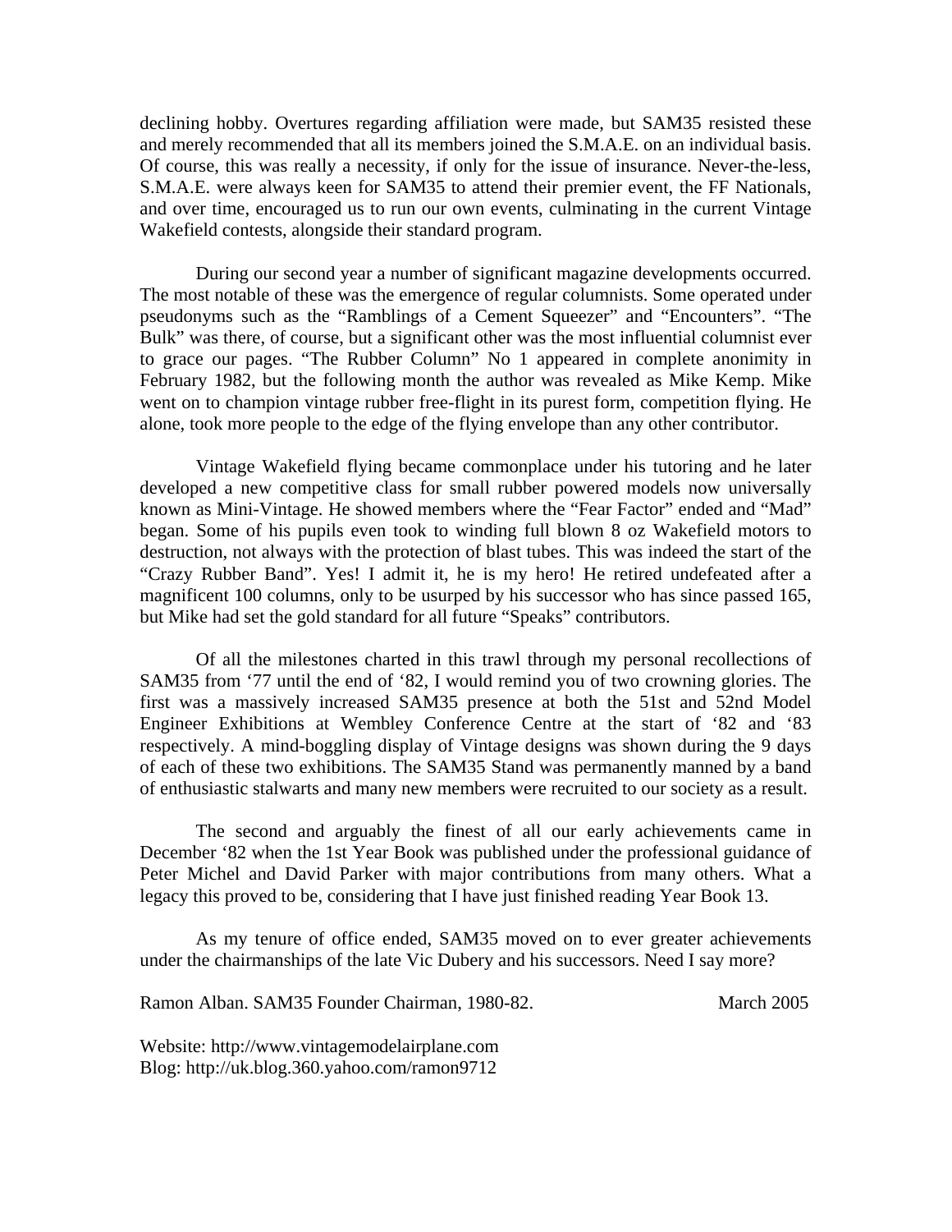declining hobby. Overtures regarding affiliation were made, but SAM35 resisted these and merely recommended that all its members joined the S.M.A.E. on an individual basis. Of course, this was really a necessity, if only for the issue of insurance. Never-the-less, S.M.A.E. were always keen for SAM35 to attend their premier event, the FF Nationals, and over time, encouraged us to run our own events, culminating in the current Vintage Wakefield contests, alongside their standard program.

During our second year a number of significant magazine developments occurred. The most notable of these was the emergence of regular columnists. Some operated under pseudonyms such as the "Ramblings of a Cement Squeezer" and "Encounters". "The Bulk" was there, of course, but a significant other was the most influential columnist ever to grace our pages. "The Rubber Column" No 1 appeared in complete anonimity in February 1982, but the following month the author was revealed as Mike Kemp. Mike went on to champion vintage rubber free-flight in its purest form, competition flying. He alone, took more people to the edge of the flying envelope than any other contributor.

Vintage Wakefield flying became commonplace under his tutoring and he later developed a new competitive class for small rubber powered models now universally known as Mini-Vintage. He showed members where the "Fear Factor" ended and "Mad" began. Some of his pupils even took to winding full blown 8 oz Wakefield motors to destruction, not always with the protection of blast tubes. This was indeed the start of the "Crazy Rubber Band". Yes! I admit it, he is my hero! He retired undefeated after a magnificent 100 columns, only to be usurped by his successor who has since passed 165, but Mike had set the gold standard for all future "Speaks" contributors.

Of all the milestones charted in this trawl through my personal recollections of SAM35 from '77 until the end of '82, I would remind you of two crowning glories. The first was a massively increased SAM35 presence at both the 51st and 52nd Model Engineer Exhibitions at Wembley Conference Centre at the start of '82 and '83 respectively. A mind-boggling display of Vintage designs was shown during the 9 days of each of these two exhibitions. The SAM35 Stand was permanently manned by a band of enthusiastic stalwarts and many new members were recruited to our society as a result.

The second and arguably the finest of all our early achievements came in December '82 when the 1st Year Book was published under the professional guidance of Peter Michel and David Parker with major contributions from many others. What a legacy this proved to be, considering that I have just finished reading Year Book 13.

As my tenure of office ended, SAM35 moved on to ever greater achievements under the chairmanships of the late Vic Dubery and his successors. Need I say more?

Ramon Alban. SAM35 Founder Chairman, 1980-82. March 2005

Website: http://www.vintagemodelairplane.com
Blog: http://uk.blog.360.yahoo.com/ramon9712